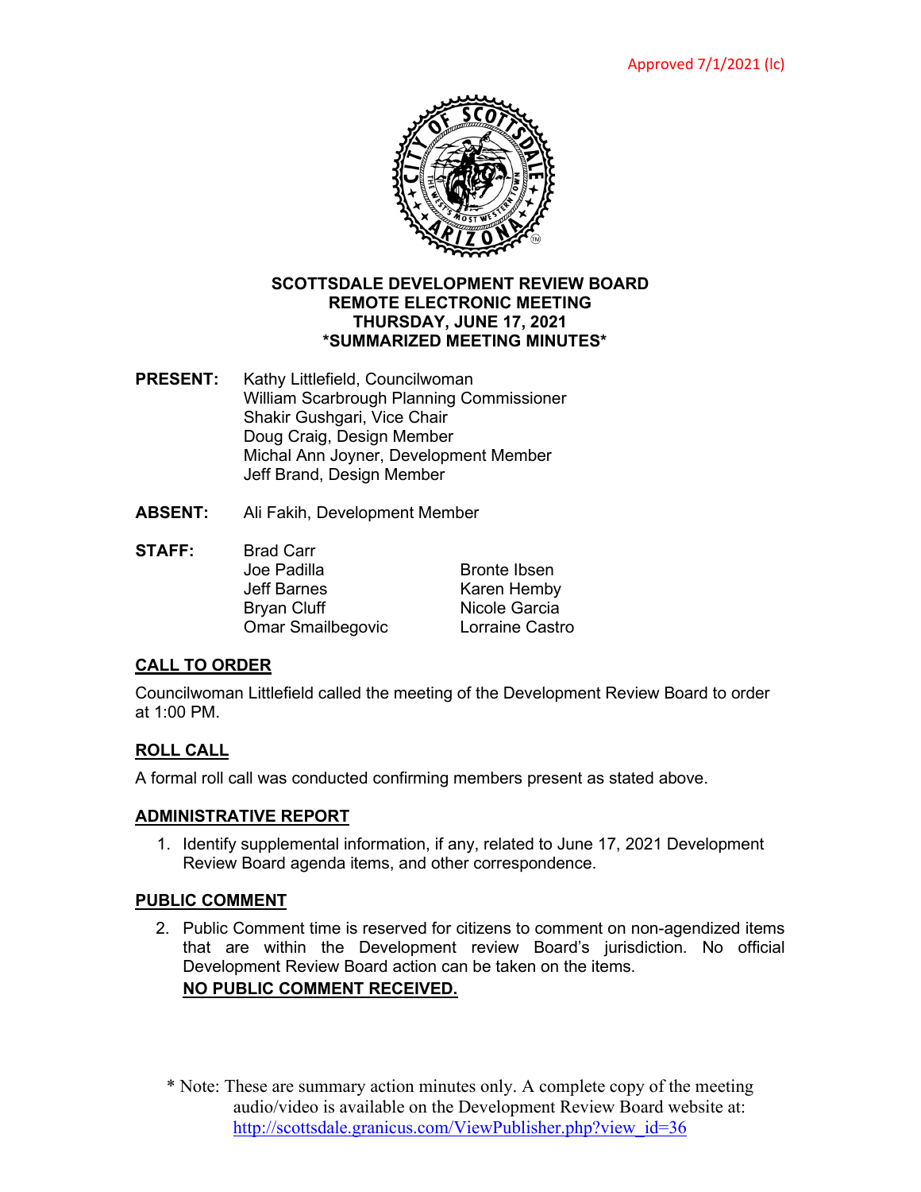Approved 7/1/2021 (lc)

# SCOTTSDALE DEVELOPMENT REVIEW BOARD
# REMOTE ELECTRONIC MEETING
# THURSDAY, JUNE 17, 2021
# *SUMMARIZED MEETING MINUTES*

**PRESENT:** Kathy Littlefield, Councilwoman
William Scarbrough Planning Commissioner
Shakir Gushgari, Vice Chair
Doug Craig, Design Member
Michal Ann Joyner, Development Member
Jeff Brand, Design Member

**ABSENT:** Ali Fakih, Development Member

**STAFF:** Brad Carr
Joe Padilla
Jeff Barnes
Bryan Cluff
Omar Smailbegovic
Bronte Ibsen
Karen Hemby
Nicole Garcia
Lorraine Castro

## CALL TO ORDER

Councilwoman Littlefield called the meeting of the Development Review Board to order at 1:00 PM.

## ROLL CALL

A formal roll call was conducted confirming members present as stated above.

## ADMINISTRATIVE REPORT

1. Identify supplemental information, if any, related to June 17, 2021 Development Review Board agenda items, and other correspondence.

## PUBLIC COMMENT

2. Public Comment time is reserved for citizens to comment on non-agendized items that are within the Development review Board's jurisdiction. No official Development Review Board action can be taken on the items.
**NO PUBLIC COMMENT RECEIVED.**

\* Note: These are summary action minutes only. A complete copy of the meeting audio/video is available on the Development Review Board website at: http://scottsdale.granicus.com/ViewPublisher.php?view_id=36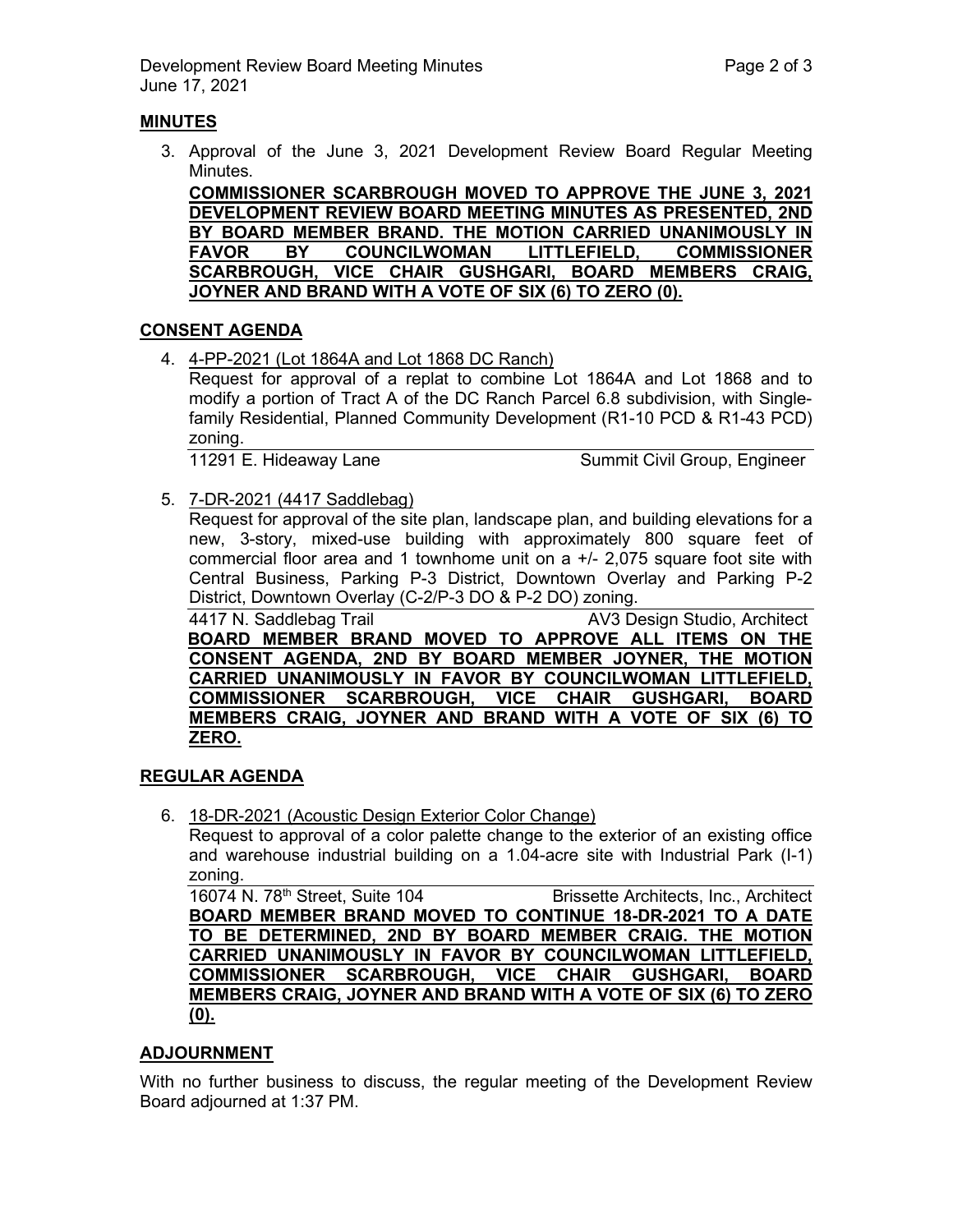## MINUTES

3. Approval of the June 3, 2021 Development Review Board Regular Meeting Minutes.

   **COMMISSIONER SCARBROUGH MOVED TO APPROVE THE JUNE 3, 2021 DEVELOPMENT REVIEW BOARD MEETING MINUTES AS PRESENTED, 2ND BY BOARD MEMBER BRAND. THE MOTION CARRIED UNANIMOUSLY IN FAVOR BY COUNCILWOMAN LITTLEFIELD, COMMISSIONER SCARBROUGH, VICE CHAIR GUSHGARI, BOARD MEMBERS CRAIG, JOYNER AND BRAND WITH A VOTE OF SIX (6) TO ZERO (0).**

## CONSENT AGENDA

4. 4-PP-2021 (Lot 1864A and Lot 1868 DC Ranch)

   Request for approval of a replat to combine Lot 1864A and Lot 1868 and to modify a portion of Tract A of the DC Ranch Parcel 6.8 subdivision, with Single-family Residential, Planned Community Development (R1-10 PCD & R1-43 PCD) zoning.

   11291 E. Hideaway Lane — Summit Civil Group, Engineer

5. 7-DR-2021 (4417 Saddlebag)

   Request for approval of the site plan, landscape plan, and building elevations for a new, 3-story, mixed-use building with approximately 800 square feet of commercial floor area and 1 townhome unit on a +/- 2,075 square foot site with Central Business, Parking P-3 District, Downtown Overlay and Parking P-2 District, Downtown Overlay (C-2/P-3 DO & P-2 DO) zoning.

   4417 N. Saddlebag Trail — AV3 Design Studio, Architect

   **BOARD MEMBER BRAND MOVED TO APPROVE ALL ITEMS ON THE CONSENT AGENDA, 2ND BY BOARD MEMBER JOYNER, THE MOTION CARRIED UNANIMOUSLY IN FAVOR BY COUNCILWOMAN LITTLEFIELD, COMMISSIONER SCARBROUGH, VICE CHAIR GUSHGARI, BOARD MEMBERS CRAIG, JOYNER AND BRAND WITH A VOTE OF SIX (6) TO ZERO.**

## REGULAR AGENDA

6. 18-DR-2021 (Acoustic Design Exterior Color Change)

   Request to approval of a color palette change to the exterior of an existing office and warehouse industrial building on a 1.04-acre site with Industrial Park (I-1) zoning.

   16074 N. 78th Street, Suite 104 — Brissette Architects, Inc., Architect

   **BOARD MEMBER BRAND MOVED TO CONTINUE 18-DR-2021 TO A DATE TO BE DETERMINED, 2ND BY BOARD MEMBER CRAIG. THE MOTION CARRIED UNANIMOUSLY IN FAVOR BY COUNCILWOMAN LITTLEFIELD, COMMISSIONER SCARBROUGH, VICE CHAIR GUSHGARI, BOARD MEMBERS CRAIG, JOYNER AND BRAND WITH A VOTE OF SIX (6) TO ZERO (0).**

## ADJOURNMENT

With no further business to discuss, the regular meeting of the Development Review Board adjourned at 1:37 PM.